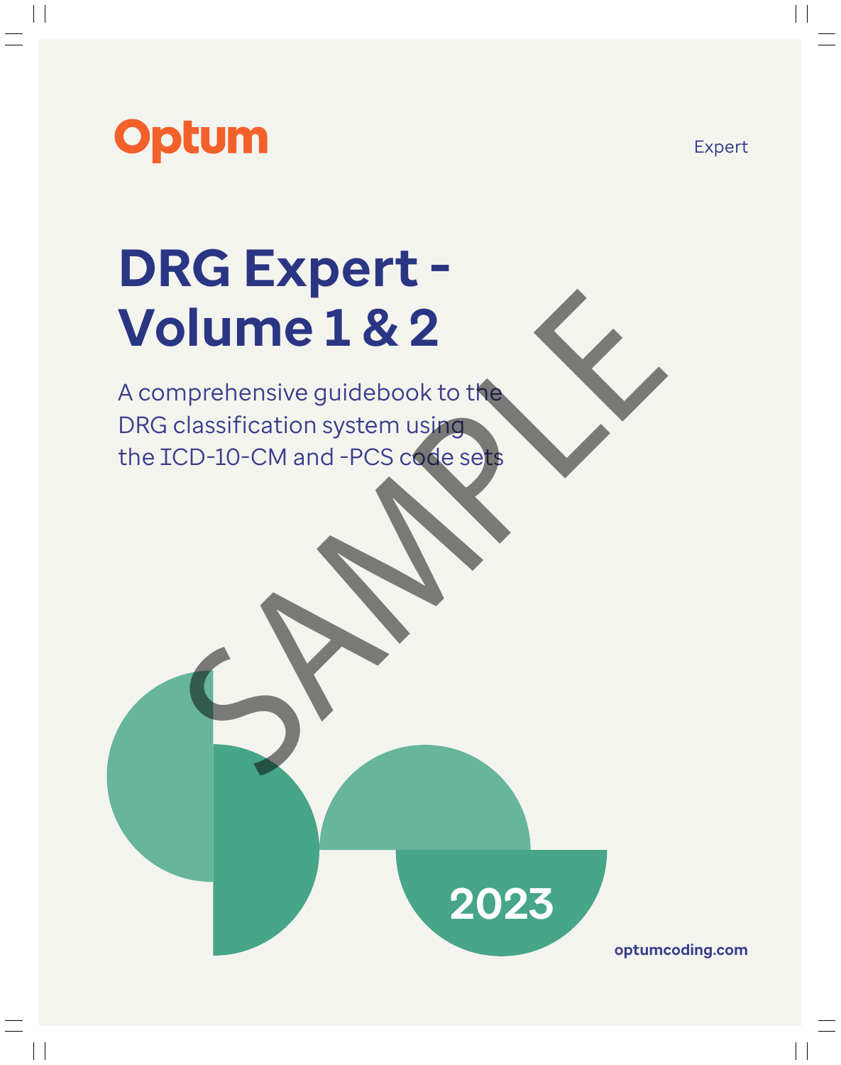Optum

Expert

# DRG Expert - Volume 1 & 2

A comprehensive guidebook to the DRG classification system using the ICD-10-CM and -PCS code sets

SAMPLE

2023

optumcoding.com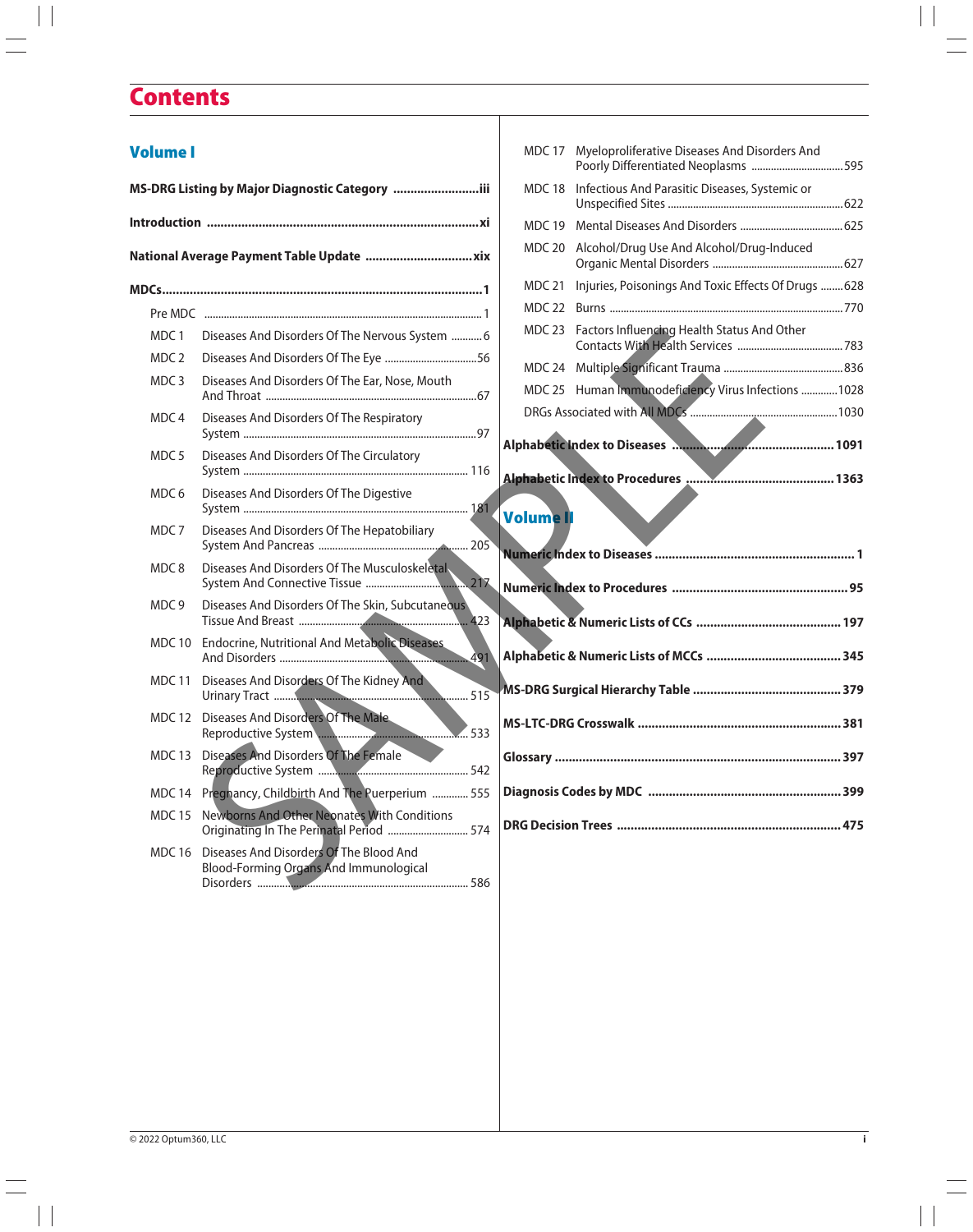# Contents

## Volume I

**MS-DRG Listing by Major Diagnostic Category** ......................... iii

**Introduction** ......................... xi

**National Average Payment Table Update** ......................... xix

**MDCs** ......................... 1

- Pre MDC ......................... 1
- MDC 1 Diseases And Disorders Of The Nervous System ......................... 6
- MDC 2 Diseases And Disorders Of The Eye ......................... 56
- MDC 3 Diseases And Disorders Of The Ear, Nose, Mouth And Throat ......................... 67
- MDC 4 Diseases And Disorders Of The Respiratory System ......................... 97
- MDC 5 Diseases And Disorders Of The Circulatory System ......................... 116
- MDC 6 Diseases And Disorders Of The Digestive System ......................... 181
- MDC 7 Diseases And Disorders Of The Hepatobiliary System And Pancreas ......................... 205
- MDC 8 Diseases And Disorders Of The Musculoskeletal System And Connective Tissue ......................... 217
- MDC 9 Diseases And Disorders Of The Skin, Subcutaneous Tissue And Breast ......................... 423
- MDC 10 Endocrine, Nutritional And Metabolic Diseases And Disorders ......................... 491
- MDC 11 Diseases And Disorders Of The Kidney And Urinary Tract ......................... 515
- MDC 12 Diseases And Disorders Of The Male Reproductive System ......................... 533
- MDC 13 Diseases And Disorders Of The Female Reproductive System ......................... 542
- MDC 14 Pregnancy, Childbirth And The Puerperium ......................... 555
- MDC 15 Newborns And Other Neonates With Conditions Originating In The Perinatal Period ......................... 574
- MDC 16 Diseases And Disorders Of The Blood And Blood-Forming Organs And Immunological Disorders ......................... 586
- MDC 17 Myeloproliferative Diseases And Disorders And Poorly Differentiated Neoplasms ......................... 595
- MDC 18 Infectious And Parasitic Diseases, Systemic or Unspecified Sites ......................... 622
- MDC 19 Mental Diseases And Disorders ......................... 625
- MDC 20 Alcohol/Drug Use And Alcohol/Drug-Induced Organic Mental Disorders ......................... 627
- MDC 21 Injuries, Poisonings And Toxic Effects Of Drugs ......................... 628
- MDC 22 Burns ......................... 770
- MDC 23 Factors Influencing Health Status And Other Contacts With Health Services ......................... 783
- MDC 24 Multiple Significant Trauma ......................... 836
- MDC 25 Human Immunodeficiency Virus Infections ......................... 1028
- DRGs Associated with All MDCs ......................... 1030

**Alphabetic Index to Diseases** ......................... 1091

**Alphabetic Index to Procedures** ......................... 1363

## Volume II

**Numeric Index to Diseases** ......................... 1

**Numeric Index to Procedures** ......................... 95

**Alphabetic & Numeric Lists of CCs** ......................... 197

**Alphabetic & Numeric Lists of MCCs** ......................... 345

**MS-DRG Surgical Hierarchy Table** ......................... 379

**MS-LTC-DRG Crosswalk** ......................... 381

**Glossary** ......................... 397

**Diagnosis Codes by MDC** ......................... 399

**DRG Decision Trees** ......................... 475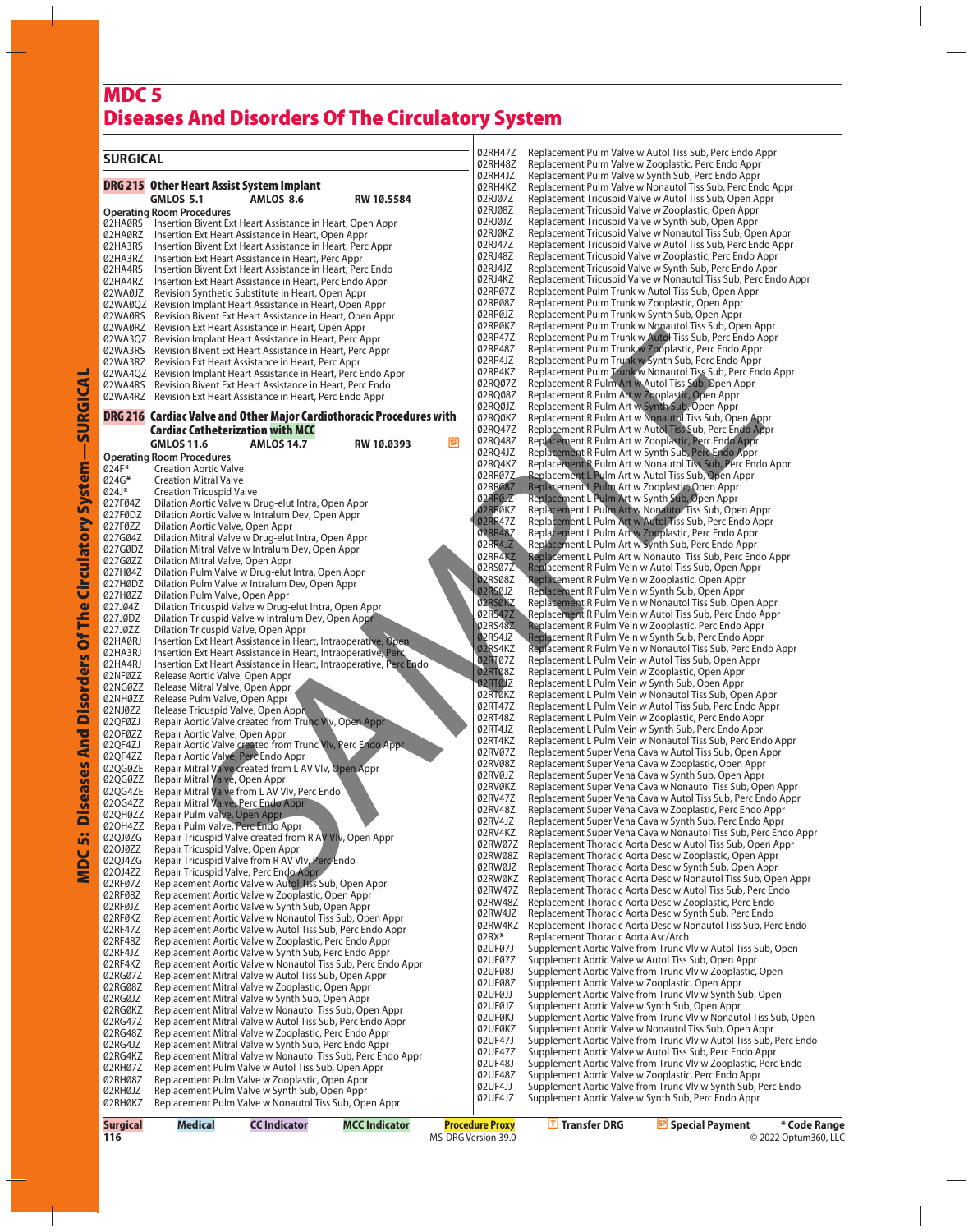# MDC 5
# Diseases And Disorders Of The Circulatory System

## SURGICAL

### DRG 215 Other Heart Assist System Implant

GMLOS 5.1 AMLOS 8.6 RW 10.5584

**Operating Room Procedures**

02HA0RS Insertion Bivent Ext Heart Assistance in Heart, Open Appr
02HA0RZ Insertion Ext Heart Assistance in Heart, Open Appr
02HA3RS Insertion Bivent Ext Heart Assistance in Heart, Perc Appr
02HA3RZ Insertion Ext Heart Assistance in Heart, Perc Appr
02HA4RS Insertion Bivent Ext Heart Assistance in Heart, Perc Endo
02HA4RZ Insertion Ext Heart Assistance in Heart, Perc Endo Appr
02WA0JZ Revision Synthetic Substitute in Heart, Open Appr
02WA0QZ Revision Implant Heart Assistance in Heart, Open Appr
02WA0RS Revision Bivent Ext Heart Assistance in Heart, Open Appr
02WA0RZ Revision Ext Heart Assistance in Heart, Open Appr
02WA3QZ Revision Implant Heart Assistance in Heart, Perc Appr
02WA3RS Revision Bivent Ext Heart Assistance in Heart, Perc Appr
02WA3RZ Revision Ext Heart Assistance in Heart, Perc Appr
02WA4QZ Revision Implant Heart Assistance in Heart, Perc Endo Appr
02WA4RS Revision Bivent Ext Heart Assistance in Heart, Perc Endo
02WA4RZ Revision Ext Heart Assistance in Heart, Perc Endo Appr

### DRG 216 Cardiac Valve and Other Major Cardiothoracic Procedures with Cardiac Catheterization with MCC

GMLOS 11.6 AMLOS 14.7 RW 10.0393 SP

**Operating Room Procedures**

024F* Creation Aortic Valve
024G* Creation Mitral Valve
024J* Creation Tricuspid Valve
027F04Z Dilation Aortic Valve w Drug-elut Intra, Open Appr
027F0DZ Dilation Aortic Valve w Intralum Dev, Open Appr
027F0ZZ Dilation Aortic Valve, Open Appr
027G04Z Dilation Mitral Valve w Drug-elut Intra, Open Appr
027G0DZ Dilation Mitral Valve w Intralum Dev, Open Appr
027G0ZZ Dilation Mitral Valve, Open Appr
027H04Z Dilation Pulm Valve w Drug-elut Intra, Open Appr
027H0DZ Dilation Pulm Valve w Intralum Dev, Open Appr
027H0ZZ Dilation Pulm Valve, Open Appr
027J04Z Dilation Tricuspid Valve w Drug-elut Intra, Open Appr
027J0DZ Dilation Tricuspid Valve w Intralum Dev, Open Appr
027J0ZZ Dilation Tricuspid Valve, Open Appr
02HA0RJ Insertion Ext Heart Assistance in Heart, Intraoperative, Open
02HA3RJ Insertion Ext Heart Assistance in Heart, Intraoperative, Perc
02HA4RJ Insertion Ext Heart Assistance in Heart, Intraoperative, Perc Endo
02NF0ZZ Release Aortic Valve, Open Appr
02NG0ZZ Release Mitral Valve, Open Appr
02NH0ZZ Release Pulm Valve, Open Appr
02NJ0ZZ Release Tricuspid Valve, Open Appr
02QF0ZJ Repair Aortic Valve created from Trunc Vlv, Open Appr
02QF0ZZ Repair Aortic Valve, Open Appr
02QF4ZJ Repair Aortic Valve created from Trunc Vlv, Perc Endo Appr
02QF4ZZ Repair Aortic Valve, Perc Endo Appr
02QG0ZE Repair Mitral Valve created from L AV Vlv, Open Appr
02QG0ZZ Repair Mitral Valve, Open Appr
02QG4ZE Repair Mitral Valve from L AV Vlv, Perc Endo
02QG4ZZ Repair Mitral Valve, Perc Endo Appr
02QH0ZZ Repair Pulm Valve, Open Appr
02QH4ZZ Repair Pulm Valve, Perc Endo Appr
02QJ0ZG Repair Tricuspid Valve created from R AV Vlv, Open Appr
02QJ0ZZ Repair Tricuspid Valve, Open Appr
02QJ4ZG Repair Tricuspid Valve from R AV Vlv, Perc Endo
02QJ4ZZ Repair Tricuspid Valve, Perc Endo Appr
02RF07Z Replacement Aortic Valve w Autol Tiss Sub, Open Appr
02RF08Z Replacement Aortic Valve w Zooplastic, Open Appr
02RF0JZ Replacement Aortic Valve w Synth Sub, Open Appr
02RF0KZ Replacement Aortic Valve w Nonautol Tiss Sub, Open Appr
02RF47Z Replacement Aortic Valve w Autol Tiss Sub, Perc Endo Appr
02RF48Z Replacement Aortic Valve w Zooplastic, Perc Endo Appr
02RF4JZ Replacement Aortic Valve w Synth Sub, Perc Endo Appr
02RF4KZ Replacement Aortic Valve w Nonautol Tiss Sub, Perc Endo Appr
02RG07Z Replacement Mitral Valve w Autol Tiss Sub, Open Appr
02RG08Z Replacement Mitral Valve w Zooplastic, Open Appr
02RG0JZ Replacement Mitral Valve w Synth Sub, Open Appr
02RG0KZ Replacement Mitral Valve w Nonautol Tiss Sub, Open Appr
02RG47Z Replacement Mitral Valve w Autol Tiss Sub, Perc Endo Appr
02RG48Z Replacement Mitral Valve w Zooplastic, Perc Endo Appr
02RG4JZ Replacement Mitral Valve w Synth Sub, Perc Endo Appr
02RG4KZ Replacement Mitral Valve w Nonautol Tiss Sub, Perc Endo Appr
02RH07Z Replacement Pulm Valve w Autol Tiss Sub, Open Appr
02RH08Z Replacement Pulm Valve w Zooplastic, Open Appr
02RH0JZ Replacement Pulm Valve w Synth Sub, Open Appr
02RH0KZ Replacement Pulm Valve w Nonautol Tiss Sub, Open Appr
02RH47Z Replacement Pulm Valve w Autol Tiss Sub, Perc Endo Appr
02RH48Z Replacement Pulm Valve w Zooplastic, Perc Endo Appr
02RH4JZ Replacement Pulm Valve w Synth Sub, Perc Endo Appr
02RH4KZ Replacement Pulm Valve w Nonautol Tiss Sub, Perc Endo Appr
02RJ07Z Replacement Tricuspid Valve w Autol Tiss Sub, Open Appr
02RJ08Z Replacement Tricuspid Valve w Zooplastic, Open Appr
02RJ0JZ Replacement Tricuspid Valve w Synth Sub, Open Appr
02RJ0KZ Replacement Tricuspid Valve w Nonautol Tiss Sub, Open Appr
02RJ47Z Replacement Tricuspid Valve w Autol Tiss Sub, Perc Endo Appr
02RJ48Z Replacement Tricuspid Valve w Zooplastic, Perc Endo Appr
02RJ4JZ Replacement Tricuspid Valve w Synth Sub, Perc Endo Appr
02RJ4KZ Replacement Tricuspid Valve w Nonautol Tiss Sub, Perc Endo Appr
02RP07Z Replacement Pulm Trunk w Autol Tiss Sub, Open Appr
02RP08Z Replacement Pulm Trunk w Zooplastic, Open Appr
02RP0JZ Replacement Pulm Trunk w Synth Sub, Open Appr
02RP0KZ Replacement Pulm Trunk w Nonautol Tiss Sub, Open Appr
02RP47Z Replacement Pulm Trunk w Autol Tiss Sub, Perc Endo Appr
02RP48Z Replacement Pulm Trunk w Zooplastic, Perc Endo Appr
02RP4JZ Replacement Pulm Trunk w Synth Sub, Perc Endo Appr
02RP4KZ Replacement Pulm Trunk w Nonautol Tiss Sub, Perc Endo Appr
02RQ07Z Replacement R Pulm Art w Autol Tiss Sub, Open Appr
02RQ08Z Replacement R Pulm Art w Zooplastic, Open Appr
02RQ0JZ Replacement R Pulm Art w Synth Sub, Open Appr
02RQ0KZ Replacement R Pulm Art w Nonautol Tiss Sub, Open Appr
02RQ47Z Replacement R Pulm Art w Autol Tiss Sub, Perc Endo Appr
02RQ48Z Replacement R Pulm Art w Zooplastic, Perc Endo Appr
02RQ4JZ Replacement R Pulm Art w Synth Sub, Perc Endo Appr
02RQ4KZ Replacement R Pulm Art w Nonautol Tiss Sub, Perc Endo Appr
02RR07Z Replacement L Pulm Art w Autol Tiss Sub, Open Appr
02RR08Z Replacement L Pulm Art w Zooplastic, Open Appr
02RR0JZ Replacement L Pulm Art w Synth Sub, Open Appr
02RR0KZ Replacement L Pulm Art w Nonautol Tiss Sub, Open Appr
02RR47Z Replacement L Pulm Art w Autol Tiss Sub, Perc Endo Appr
02RR48Z Replacement L Pulm Art w Zooplastic, Perc Endo Appr
02RR4JZ Replacement L Pulm Art w Synth Sub, Perc Endo Appr
02RR4KZ Replacement L Pulm Art w Nonautol Tiss Sub, Perc Endo Appr
02RS07Z Replacement R Pulm Vein w Autol Tiss Sub, Open Appr
02RS08Z Replacement R Pulm Vein w Zooplastic, Open Appr
02RS0JZ Replacement R Pulm Vein w Synth Sub, Open Appr
02RS0KZ Replacement R Pulm Vein w Nonautol Tiss Sub, Open Appr
02RS47Z Replacement R Pulm Vein w Autol Tiss Sub, Perc Endo Appr
02RS48Z Replacement R Pulm Vein w Zooplastic, Perc Endo Appr
02RS4JZ Replacement R Pulm Vein w Synth Sub, Perc Endo Appr
02RS4KZ Replacement R Pulm Vein w Nonautol Tiss Sub, Perc Endo Appr
02RT07Z Replacement L Pulm Vein w Autol Tiss Sub, Open Appr
02RT08Z Replacement L Pulm Vein w Zooplastic, Open Appr
02RT0JZ Replacement L Pulm Vein w Synth Sub, Open Appr
02RT0KZ Replacement L Pulm Vein w Nonautol Tiss Sub, Open Appr
02RT47Z Replacement L Pulm Vein w Autol Tiss Sub, Perc Endo Appr
02RT48Z Replacement L Pulm Vein w Zooplastic, Perc Endo Appr
02RT4JZ Replacement L Pulm Vein w Synth Sub, Perc Endo Appr
02RT4KZ Replacement L Pulm Vein w Nonautol Tiss Sub, Perc Endo Appr
02RV07Z Replacement Super Vena Cava w Autol Tiss Sub, Open Appr
02RV08Z Replacement Super Vena Cava w Zooplastic, Open Appr
02RV0JZ Replacement Super Vena Cava w Synth Sub, Open Appr
02RV0KZ Replacement Super Vena Cava w Nonautol Tiss Sub, Open Appr
02RV47Z Replacement Super Vena Cava w Autol Tiss Sub, Perc Endo Appr
02RV48Z Replacement Super Vena Cava w Zooplastic, Perc Endo Appr
02RV4JZ Replacement Super Vena Cava w Synth Sub, Perc Endo Appr
02RV4KZ Replacement Super Vena Cava w Nonautol Tiss Sub, Perc Endo Appr
02RW07Z Replacement Thoracic Aorta Desc w Autol Tiss Sub, Open Appr
02RW08Z Replacement Thoracic Aorta Desc w Zooplastic, Open Appr
02RW0JZ Replacement Thoracic Aorta Desc w Synth Sub, Open Appr
02RW0KZ Replacement Thoracic Aorta Desc w Nonautol Tiss Sub, Open Appr
02RW47Z Replacement Thoracic Aorta Desc w Autol Tiss Sub, Perc Endo
02RW48Z Replacement Thoracic Aorta Desc w Zooplastic, Perc Endo
02RW4JZ Replacement Thoracic Aorta Desc w Synth Sub, Perc Endo
02RW4KZ Replacement Thoracic Aorta Desc w Nonautol Tiss Sub, Perc Endo
02RX* Replacement Thoracic Aorta Asc/Arch
02UF07J Supplement Aortic Valve from Trunc Vlv w Autol Tiss Sub, Open
02UF07Z Supplement Aortic Valve w Autol Tiss Sub, Open Appr
02UF08J Supplement Aortic Valve from Trunc Vlv w Zooplastic, Open
02UF08Z Supplement Aortic Valve w Zooplastic, Open Appr
02UF0JJ Supplement Aortic Valve from Trunc Vlv w Synth Sub, Open
02UF0JZ Supplement Aortic Valve w Synth Sub, Open Appr
02UF0KJ Supplement Aortic Valve from Trunc Vlv w Nonautol Tiss Sub, Open
02UF0KZ Supplement Aortic Valve w Nonautol Tiss Sub, Open Appr
02UF47J Supplement Aortic Valve from Trunc Vlv w Autol Tiss Sub, Perc Endo
02UF47Z Supplement Aortic Valve w Autol Tiss Sub, Perc Endo Appr
02UF48J Supplement Aortic Valve from Trunc Vlv w Zooplastic, Perc Endo
02UF48Z Supplement Aortic Valve w Zooplastic, Perc Endo Appr
02UF4JJ Supplement Aortic Valve from Trunc Vlv w Synth Sub, Perc Endo
02UF4JZ Supplement Aortic Valve w Synth Sub, Perc Endo Appr

Surgical | Medical | CC Indicator | MCC Indicator | Procedure Proxy | T Transfer DRG | SP Special Payment | * Code Range

MS-DRG Version 39.0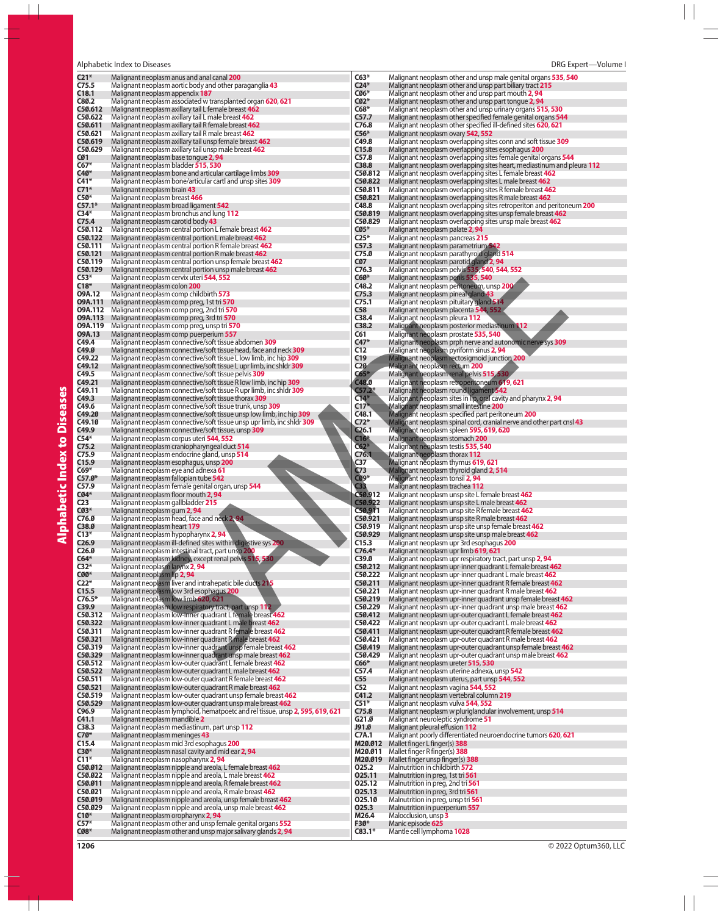| | |
|---|---|
| C21* | Malignant neoplasm anus and anal canal 200 |
| C75.5 | Malignant neoplasm aortic body and other paraganglia 43 |
| C18.1 | Malignant neoplasm appendix 187 |
| C80.2 | Malignant neoplasm associated w transplanted organ 620, 621 |
| C50.612 | Malignant neoplasm axillary tail L female breast 462 |
| C50.622 | Malignant neoplasm axillary tail L male breast 462 |
| C50.611 | Malignant neoplasm axillary tail R female breast 462 |
| C50.621 | Malignant neoplasm axillary tail R male breast 462 |
| C50.619 | Malignant neoplasm axillary tail unsp female breast 462 |
| C50.629 | Malignant neoplasm axillary tail unsp male breast 462 |
| C01 | Malignant neoplasm base tongue 2, 94 |
| C67* | Malignant neoplasm bladder 515, 530 |
| C40* | Malignant neoplasm bone and articular cartilage limbs 309 |
| C41* | Malignant neoplasm bone/articular cartl and unsp sites 309 |
| C71* | Malignant neoplasm brain 43 |
| C50* | Malignant neoplasm breast 466 |
| C57.1* | Malignant neoplasm broad ligament 542 |
| C34* | Malignant neoplasm bronchus and lung 112 |
| C75.4 | Malignant neoplasm carotid body 43 |
| C50.112 | Malignant neoplasm central portion L female breast 462 |
| C50.122 | Malignant neoplasm central portion L male breast 462 |
| C50.111 | Malignant neoplasm central portion R female breast 462 |
| C50.121 | Malignant neoplasm central portion R male breast 462 |
| C50.119 | Malignant neoplasm central portion unsp female breast 462 |
| C50.129 | Malignant neoplasm central portion unsp male breast 462 |
| C53* | Malignant neoplasm cervix uteri 544, 552 |
| C18* | Malignant neoplasm colon 200 |
| O9A.12 | Malignant neoplasm comp childbirth 573 |
| O9A.111 | Malignant neoplasm comp preg, 1st tri 570 |
| O9A.112 | Malignant neoplasm comp preg, 2nd tri 570 |
| O9A.113 | Malignant neoplasm comp preg, 3rd tri 570 |
| O9A.119 | Malignant neoplasm comp preg, unsp tri 570 |
| O9A.13 | Malignant neoplasm comp puerperium 557 |
| C49.4 | Malignant neoplasm connective/soft tissue abdomen 309 |
| C49.0 | Malignant neoplasm connective/soft tissue head, face and neck 309 |
| C49.22 | Malignant neoplasm connective/soft tissue L low limb, inc hip 309 |
| C49.12 | Malignant neoplasm connective/soft tissue L upr limb, inc shldr 309 |
| C49.5 | Malignant neoplasm connective/soft tissue pelvis 309 |
| C49.21 | Malignant neoplasm connective/soft tissue R low limb, inc hip 309 |
| C49.11 | Malignant neoplasm connective/soft tissue R upr limb, inc shldr 309 |
| C49.3 | Malignant neoplasm connective/soft tissue thorax 309 |
| C49.6 | Malignant neoplasm connective/soft tissue trunk, unsp 309 |
| C49.20 | Malignant neoplasm connective/soft tissue unsp low limb, inc hip 309 |
| C49.10 | Malignant neoplasm connective/soft tissue unsp upr limb, inc shldr 309 |
| C49.9 | Malignant neoplasm connective/soft tissue, unsp 309 |
| C54* | Malignant neoplasm corpus uteri 544, 552 |
| C75.2 | Malignant neoplasm craniopharyngeal duct 514 |
| C75.9 | Malignant neoplasm endocrine gland, unsp 514 |
| C15.9 | Malignant neoplasm esophagus, unsp 200 |
| C69* | Malignant neoplasm eye and adnexa 61 |
| C57.0* | Malignant neoplasm fallopian tube 542 |
| C57.9 | Malignant neoplasm female genital organ, unsp 544 |
| C04* | Malignant neoplasm floor mouth 2, 94 |
| C23 | Malignant neoplasm gallbladder 215 |
| C03* | Malignant neoplasm gum 2, 94 |
| C76.0 | Malignant neoplasm head, face and neck 2, 94 |
| C38.0 | Malignant neoplasm heart 179 |
| C13* | Malignant neoplasm hypopharynx 2, 94 |
| C26.9 | Malignant neoplasm ill-defined sites within digestive sys 200 |
| C26.0 | Malignant neoplasm intestinal tract, part unsp 200 |
| C64* | Malignant neoplasm kidney, except renal pelvis 515, 530 |
| C32* | Malignant neoplasm larynx 2, 94 |
| C00* | Malignant neoplasm lip 2, 94 |
| C22* | Malignant neoplasm liver and intrahepatic bile ducts 215 |
| C15.5 | Malignant neoplasm low 3rd esophagus 200 |
| C76.5* | Malignant neoplasm low limb 620, 621 |
| C39.9 | Malignant neoplasm low respiratory tract, part unsp 112 |
| C50.312 | Malignant neoplasm low-inner quadrant L female breast 462 |
| C50.322 | Malignant neoplasm low-inner quadrant L male breast 462 |
| C50.311 | Malignant neoplasm low-inner quadrant R female breast 462 |
| C50.321 | Malignant neoplasm low-inner quadrant R male breast 462 |
| C50.319 | Malignant neoplasm low-inner quadrant unsp female breast 462 |
| C50.329 | Malignant neoplasm low-inner quadrant unsp male breast 462 |
| C50.512 | Malignant neoplasm low-outer quadrant L female breast 462 |
| C50.522 | Malignant neoplasm low-outer quadrant L male breast 462 |
| C50.511 | Malignant neoplasm low-outer quadrant R female breast 462 |
| C50.521 | Malignant neoplasm low-outer quadrant R male breast 462 |
| C50.519 | Malignant neoplasm low-outer quadrant unsp female breast 462 |
| C50.529 | Malignant neoplasm low-outer quadrant unsp male breast 462 |
| C96.9 | Malignant neoplasm lymphoid, hematopoetc and rel tissue, unsp 2, 595, 619, 621 |
| C41.1 | Malignant neoplasm mandible 2 |
| C38.3 | Malignant neoplasm mediastinum, part unsp 112 |
| C70* | Malignant neoplasm meninges 43 |
| C15.4 | Malignant neoplasm mid 3rd esophagus 200 |
| C30* | Malignant neoplasm nasal cavity and mid ear 2, 94 |
| C11* | Malignant neoplasm nasopharynx 2, 94 |
| C50.012 | Malignant neoplasm nipple and areola, L female breast 462 |
| C50.022 | Malignant neoplasm nipple and areola, L male breast 462 |
| C50.011 | Malignant neoplasm nipple and areola, R female breast 462 |
| C50.021 | Malignant neoplasm nipple and areola, R male breast 462 |
| C50.019 | Malignant neoplasm nipple and areola, unsp female breast 462 |
| C50.029 | Malignant neoplasm nipple and areola, unsp male breast 462 |
| C10* | Malignant neoplasm oropharynx 2, 94 |
| C57* | Malignant neoplasm other and unsp female genital organs 552 |
| C08* | Malignant neoplasm other and unsp major salivary glands 2, 94 |
| C63* | Malignant neoplasm other and unsp male genital organs 535, 540 |
| C24* | Malignant neoplasm other and unsp part biliary tract 215 |
| C06* | Malignant neoplasm other and unsp part mouth 2, 94 |
| C02* | Malignant neoplasm other and unsp part tongue 2, 94 |
| C68* | Malignant neoplasm other and unsp urinary organs 515, 530 |
| C57.7 | Malignant neoplasm other specified female genital organs 544 |
| C76.8 | Malignant neoplasm other specified ill-defined sites 620, 621 |
| C56* | Malignant neoplasm ovary 542, 552 |
| C49.8 | Malignant neoplasm overlapping sites conn and soft tissue 309 |
| C15.8 | Malignant neoplasm overlapping sites esophagus 200 |
| C57.8 | Malignant neoplasm overlapping sites female genital organs 544 |
| C38.8 | Malignant neoplasm overlapping sites heart, mediastinum and pleura 112 |
| C50.812 | Malignant neoplasm overlapping sites L female breast 462 |
| C50.822 | Malignant neoplasm overlapping sites L male breast 462 |
| C50.811 | Malignant neoplasm overlapping sites R female breast 462 |
| C50.821 | Malignant neoplasm overlapping sites R male breast 462 |
| C48.8 | Malignant neoplasm overlapping sites retroperiton and peritoneum 200 |
| C50.819 | Malignant neoplasm overlapping sites unsp female breast 462 |
| C50.829 | Malignant neoplasm overlapping sites unsp male breast 462 |
| C05* | Malignant neoplasm palate 2, 94 |
| C25* | Malignant neoplasm pancreas 215 |
| C57.3 | Malignant neoplasm parametrium 542 |
| C75.0 | Malignant neoplasm parathyroid gland 514 |
| C07 | Malignant neoplasm parotid gland 2, 94 |
| C76.3 | Malignant neoplasm pelvis 535, 540, 544, 552 |
| C60* | Malignant neoplasm penis 535, 540 |
| C48.2 | Malignant neoplasm peritoneum, unsp 200 |
| C75.3 | Malignant neoplasm pineal gland 43 |
| C75.1 | Malignant neoplasm pituitary gland 514 |
| C58 | Malignant neoplasm placenta 544, 552 |
| C38.4 | Malignant neoplasm pleura 112 |
| C38.2 | Malignant neoplasm posterior mediastinum 112 |
| C61 | Malignant neoplasm prostate 535, 540 |
| C47* | Malignant neoplasm prph nerve and autonomic nerve sys 309 |
| C12 | Malignant neoplasm pyriform sinus 2, 94 |
| C19 | Malignant neoplasm rectosigmoid junction 200 |
| C20 | Malignant neoplasm rectum 200 |
| C65* | Malignant neoplasm renal pelvis 515, 530 |
| C48.0 | Malignant neoplasm retroperitoneum 619, 621 |
| C57.2* | Malignant neoplasm round ligament 542 |
| C14* | Malignant neoplasm sites in lip, oral cavity and pharynx 2, 94 |
| C17* | Malignant neoplasm small intestine 200 |
| C48.1 | Malignant neoplasm specified part peritoneum 200 |
| C72* | Malignant neoplasm spinal cord, cranial nerve and other part cnsl 43 |
| C26.1 | Malignant neoplasm spleen 595, 619, 620 |
| C16* | Malignant neoplasm stomach 200 |
| C62* | Malignant neoplasm testis 535, 540 |
| C76.1 | Malignant neoplasm thorax 112 |
| C37 | Malignant neoplasm thymus 619, 621 |
| C73 | Malignant neoplasm thyroid gland 2, 514 |
| C09* | Malignant neoplasm tonsil 2, 94 |
| C33 | Malignant neoplasm trachea 112 |
| C50.912 | Malignant neoplasm unsp site L female breast 462 |
| C50.922 | Malignant neoplasm unsp site L male breast 462 |
| C50.911 | Malignant neoplasm unsp site R female breast 462 |
| C50.921 | Malignant neoplasm unsp site R male breast 462 |
| C50.919 | Malignant neoplasm unsp site unsp female breast 462 |
| C50.929 | Malignant neoplasm unsp site unsp male breast 462 |
| C15.3 | Malignant neoplasm upr 3rd esophagus 200 |
| C76.4* | Malignant neoplasm upr limb 619, 621 |
| C39.0 | Malignant neoplasm upr respiratory tract, part unsp 2, 94 |
| C50.212 | Malignant neoplasm upr-inner quadrant L female breast 462 |
| C50.222 | Malignant neoplasm upr-inner quadrant L male breast 462 |
| C50.211 | Malignant neoplasm upr-inner quadrant R female breast 462 |
| C50.221 | Malignant neoplasm upr-inner quadrant R male breast 462 |
| C50.219 | Malignant neoplasm upr-inner quadrant unsp female breast 462 |
| C50.229 | Malignant neoplasm upr-inner quadrant unsp male breast 462 |
| C50.412 | Malignant neoplasm upr-outer quadrant L female breast 462 |
| C50.422 | Malignant neoplasm upr-outer quadrant L male breast 462 |
| C50.411 | Malignant neoplasm upr-outer quadrant R female breast 462 |
| C50.421 | Malignant neoplasm upr-outer quadrant R male breast 462 |
| C50.419 | Malignant neoplasm upr-outer quadrant unsp female breast 462 |
| C50.429 | Malignant neoplasm upr-outer quadrant unsp male breast 462 |
| C66* | Malignant neoplasm ureter 515, 530 |
| C57.4 | Malignant neoplasm uterine adnexa, unsp 542 |
| C55 | Malignant neoplasm uterus, part unsp 544, 552 |
| C52 | Malignant neoplasm vagina 544, 552 |
| C41.2 | Malignant neoplasm vertebral column 219 |
| C51* | Malignant neoplasm vulva 544, 552 |
| C75.8 | Malignant neoplasm w pluriglandular involvement, unsp 514 |
| G21.0 | Malignant neuroleptic syndrome 51 |
| J91.0 | Malignant pleural effusion 112 |
| C7A.1 | Malignant poorly differentiated neuroendocrine tumors 620, 621 |
| M20.012 | Mallet finger L finger(s) 388 |
| M20.011 | Mallet finger R finger(s) 388 |
| M20.019 | Mallet finger unsp finger(s) 388 |
| O25.2 | Malnutrition in childbirth 572 |
| O25.11 | Malnutrition in preg, 1st tri 561 |
| O25.12 | Malnutrition in preg, 2nd tri 561 |
| O25.13 | Malnutrition in preg, 3rd tri 561 |
| O25.10 | Malnutrition in preg, unsp tri 561 |
| O25.3 | Malnutrition in puerperium 557 |
| M26.4 | Malocclusion, unsp 3 |
| F30* | Manic episode 625 |
| C83.1* | Mantle cell lymphoma 1028 |